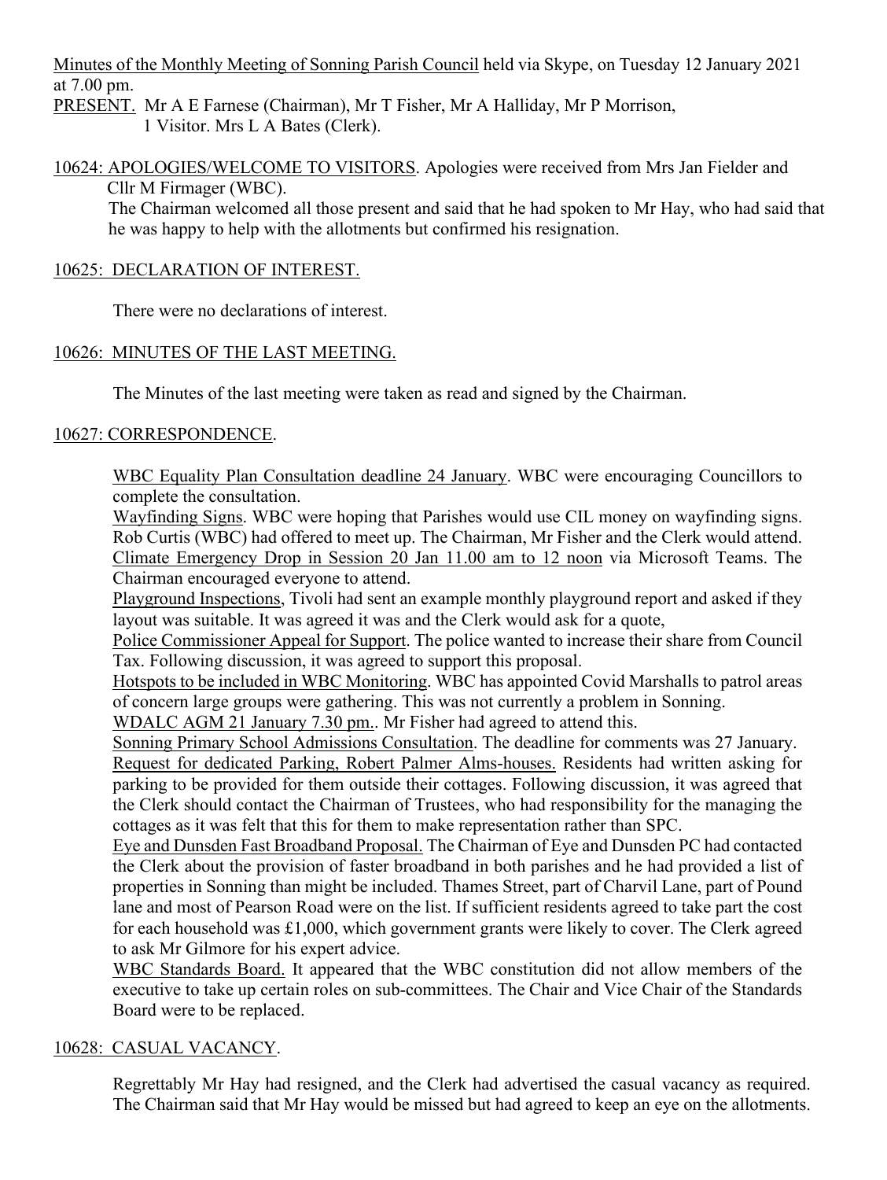Minutes of the Monthly Meeting of Sonning Parish Council held via Skype, on Tuesday 12 January 2021 at 7.00 pm.

PRESENT. Mr A E Farnese (Chairman), Mr T Fisher, Mr A Halliday, Mr P Morrison, 1 Visitor. Mrs L A Bates (Clerk).

10624: APOLOGIES/WELCOME TO VISITORS. Apologies were received from Mrs Jan Fielder and Cllr M Firmager (WBC).

The Chairman welcomed all those present and said that he had spoken to Mr Hay, who had said that he was happy to help with the allotments but confirmed his resignation.

10625: DECLARATION OF INTEREST.

There were no declarations of interest.

10626: MINUTES OF THE LAST MEETING.

The Minutes of the last meeting were taken as read and signed by the Chairman.

10627: CORRESPONDENCE.

WBC Equality Plan Consultation deadline 24 January. WBC were encouraging Councillors to complete the consultation.

Wayfinding Signs. WBC were hoping that Parishes would use CIL money on wayfinding signs. Rob Curtis (WBC) had offered to meet up. The Chairman, Mr Fisher and the Clerk would attend.

Climate Emergency Drop in Session 20 Jan 11.00 am to 12 noon via Microsoft Teams. The Chairman encouraged everyone to attend.

Playground Inspections, Tivoli had sent an example monthly playground report and asked if they layout was suitable. It was agreed it was and the Clerk would ask for a quote,

Police Commissioner Appeal for Support. The police wanted to increase their share from Council Tax. Following discussion, it was agreed to support this proposal.

Hotspots to be included in WBC Monitoring. WBC has appointed Covid Marshalls to patrol areas of concern large groups were gathering. This was not currently a problem in Sonning.

WDALC AGM 21 January 7.30 pm.. Mr Fisher had agreed to attend this.

Sonning Primary School Admissions Consultation. The deadline for comments was 27 January.

Request for dedicated Parking, Robert Palmer Alms-houses. Residents had written asking for parking to be provided for them outside their cottages. Following discussion, it was agreed that the Clerk should contact the Chairman of Trustees, who had responsibility for the managing the cottages as it was felt that this for them to make representation rather than SPC.

Eye and Dunsden Fast Broadband Proposal. The Chairman of Eye and Dunsden PC had contacted the Clerk about the provision of faster broadband in both parishes and he had provided a list of properties in Sonning than might be included. Thames Street, part of Charvil Lane, part of Pound lane and most of Pearson Road were on the list. If sufficient residents agreed to take part the cost for each household was £1,000, which government grants were likely to cover. The Clerk agreed to ask Mr Gilmore for his expert advice.

WBC Standards Board. It appeared that the WBC constitution did not allow members of the executive to take up certain roles on sub-committees. The Chair and Vice Chair of the Standards Board were to be replaced.

10628: CASUAL VACANCY.

Regrettably Mr Hay had resigned, and the Clerk had advertised the casual vacancy as required. The Chairman said that Mr Hay would be missed but had agreed to keep an eye on the allotments.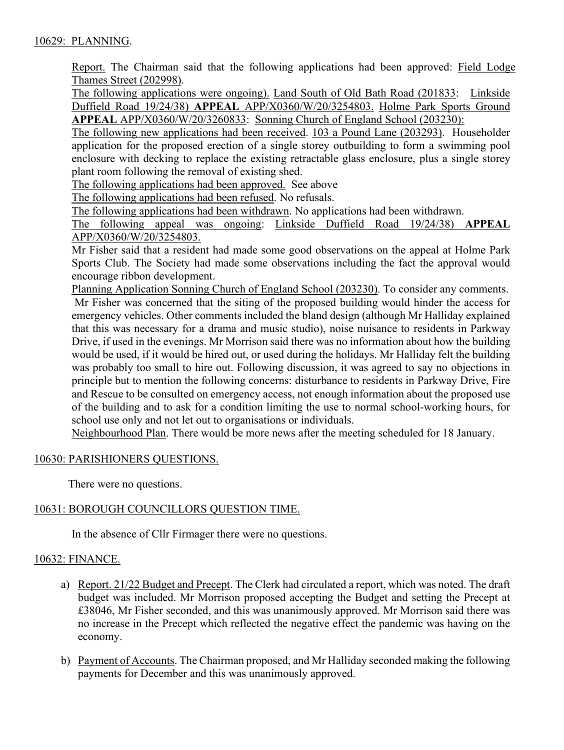## 10629: PLANNING.

Report. The Chairman said that the following applications had been approved: Field Lodge Thames Street (202998).

The following applications were ongoing). Land South of Old Bath Road (201833: Linkside Duffield Road 19/24/38) **APPEAL** APP/X0360/W/20/3254803. Holme Park Sports Ground **APPEAL** APP/X0360/W/20/3260833: Sonning Church of England School (203230):

The following new applications had been received. 103 a Pound Lane (203293). Householder application for the proposed erection of a single storey outbuilding to form a swimming pool enclosure with decking to replace the existing retractable glass enclosure, plus a single storey plant room following the removal of existing shed.

The following applications had been approved. See above

The following applications had been refused. No refusals.

The following applications had been withdrawn. No applications had been withdrawn.

The following appeal was ongoing: Linkside Duffield Road 19/24/38) **APPEAL** APP/X0360/W/20/3254803.

Mr Fisher said that a resident had made some good observations on the appeal at Holme Park Sports Club. The Society had made some observations including the fact the approval would encourage ribbon development.

Planning Application Sonning Church of England School (203230). To consider any comments. Mr Fisher was concerned that the siting of the proposed building would hinder the access for emergency vehicles. Other comments included the bland design (although Mr Halliday explained that this was necessary for a drama and music studio), noise nuisance to residents in Parkway Drive, if used in the evenings. Mr Morrison said there was no information about how the building would be used, if it would be hired out, or used during the holidays. Mr Halliday felt the building was probably too small to hire out. Following discussion, it was agreed to say no objections in principle but to mention the following concerns: disturbance to residents in Parkway Drive, Fire and Rescue to be consulted on emergency access, not enough information about the proposed use of the building and to ask for a condition limiting the use to normal school-working hours, for school use only and not let out to organisations or individuals.

Neighbourhood Plan. There would be more news after the meeting scheduled for 18 January.

## 10630: PARISHIONERS QUESTIONS.

There were no questions.

## 10631: BOROUGH COUNCILLORS QUESTION TIME.

In the absence of Cllr Firmager there were no questions.

## 10632: FINANCE.

a) Report. 21/22 Budget and Precept. The Clerk had circulated a report, which was noted. The draft budget was included. Mr Morrison proposed accepting the Budget and setting the Precept at £38046, Mr Fisher seconded, and this was unanimously approved. Mr Morrison said there was no increase in the Precept which reflected the negative effect the pandemic was having on the economy.

b) Payment of Accounts. The Chairman proposed, and Mr Halliday seconded making the following payments for December and this was unanimously approved.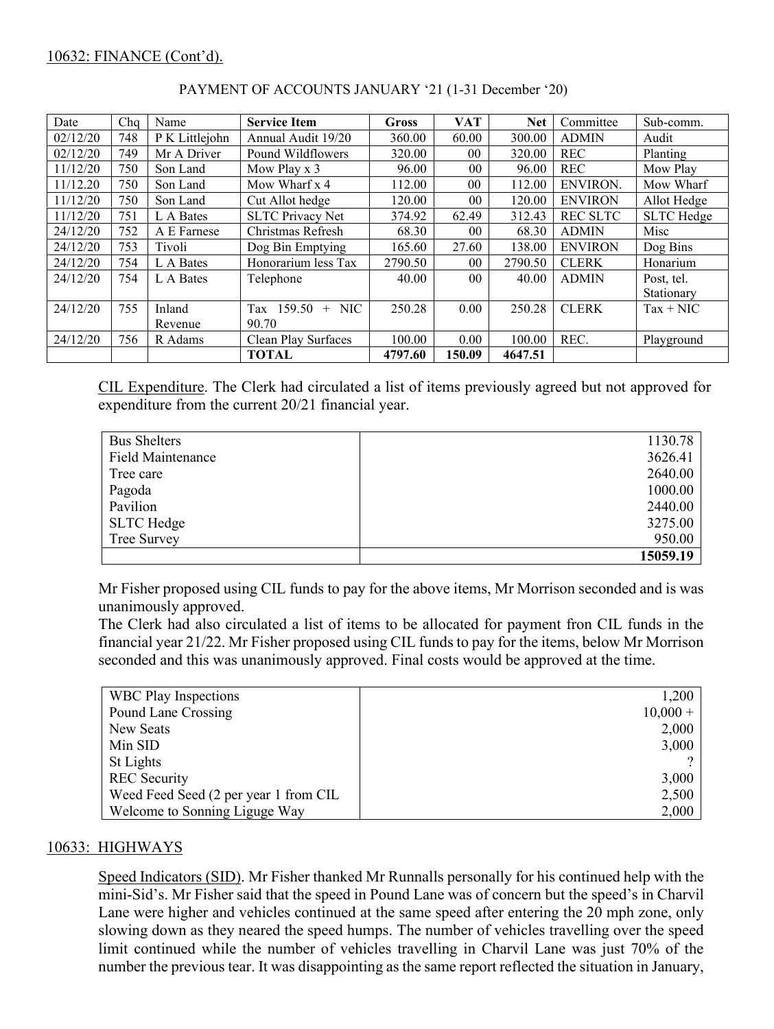10632: FINANCE (Cont'd).

PAYMENT OF ACCOUNTS JANUARY '21 (1-31 December '20)

| Date | Chq | Name | **Service Item** | **Gross** | **VAT** | **Net** | Committee | Sub-comm. |
|---|---|---|---|---|---|---|---|---|
| 02/12/20 | 748 | P K Littlejohn | Annual Audit 19/20 | 360.00 | 60.00 | 300.00 | ADMIN | Audit |
| 02/12/20 | 749 | Mr A Driver | Pound Wildflowers | 320.00 | 00 | 320.00 | REC | Planting |
| 11/12/20 | 750 | Son Land | Mow Play x 3 | 96.00 | 00 | 96.00 | REC | Mow Play |
| 11/12.20 | 750 | Son Land | Mow Wharf x 4 | 112.00 | 00 | 112.00 | ENVIRON. | Mow Wharf |
| 11/12/20 | 750 | Son Land | Cut Allot hedge | 120.00 | 00 | 120.00 | ENVIRON | Allot Hedge |
| 11/12/20 | 751 | L A Bates | SLTC Privacy Net | 374.92 | 62.49 | 312.43 | REC SLTC | SLTC Hedge |
| 24/12/20 | 752 | A E Farnese | Christmas Refresh | 68.30 | 00 | 68.30 | ADMIN | Misc |
| 24/12/20 | 753 | Tivoli | Dog Bin Emptying | 165.60 | 27.60 | 138.00 | ENVIRON | Dog Bins |
| 24/12/20 | 754 | L A Bates | Honorarium less Tax | 2790.50 | 00 | 2790.50 | CLERK | Honarium |
| 24/12/20 | 754 | L A Bates | Telephone | 40.00 | 00 | 40.00 | ADMIN | Post, tel. Stationary |
| 24/12/20 | 755 | Inland Revenue | Tax 159.50 + NIC 90.70 | 250.28 | 0.00 | 250.28 | CLERK | Tax + NIC |
| 24/12/20 | 756 | R Adams | Clean Play Surfaces | 100.00 | 0.00 | 100.00 | REC. | Playground |
| | | | **TOTAL** | **4797.60** | **150.09** | **4647.51** | | |

CIL Expenditure. The Clerk had circulated a list of items previously agreed but not approved for expenditure from the current 20/21 financial year.

| | |
|---|---|
| Bus Shelters | 1130.78 |
| Field Maintenance | 3626.41 |
| Tree care | 2640.00 |
| Pagoda | 1000.00 |
| Pavilion | 2440.00 |
| SLTC Hedge | 3275.00 |
| Tree Survey | 950.00 |
| | **15059.19** |

Mr Fisher proposed using CIL funds to pay for the above items, Mr Morrison seconded and is was unanimously approved.
The Clerk had also circulated a list of items to be allocated for payment fron CIL funds in the financial year 21/22. Mr Fisher proposed using CIL funds to pay for the items, below Mr Morrison seconded and this was unanimously approved. Final costs would be approved at the time.

| | |
|---|---|
| WBC Play Inspections | 1,200 |
| Pound Lane Crossing | 10,000 + |
| New Seats | 2,000 |
| Min SID | 3,000 |
| St Lights | ? |
| REC Security | 3,000 |
| Weed Feed Seed (2 per year 1 from CIL | 2,500 |
| Welcome to Sonning Liguge Way | 2,000 |

10633: HIGHWAYS

Speed Indicators (SID). Mr Fisher thanked Mr Runnalls personally for his continued help with the mini-Sid's. Mr Fisher said that the speed in Pound Lane was of concern but the speed's in Charvil Lane were higher and vehicles continued at the same speed after entering the 20 mph zone, only slowing down as they neared the speed humps. The number of vehicles travelling over the speed limit continued while the number of vehicles travelling in Charvil Lane was just 70% of the number the previous tear. It was disappointing as the same report reflected the situation in January,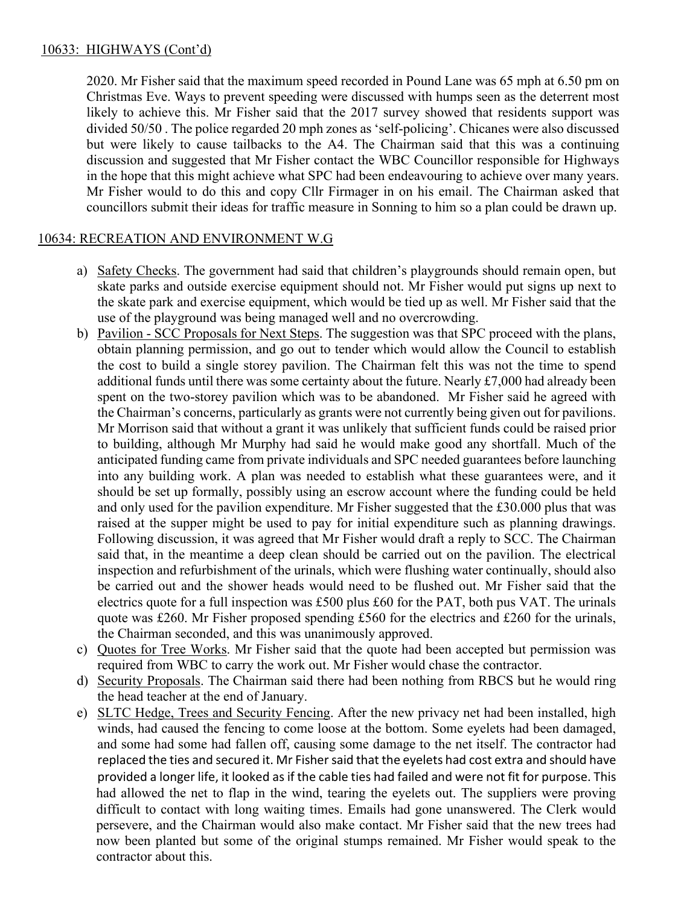## 10633: HIGHWAYS (Cont'd)

2020. Mr Fisher said that the maximum speed recorded in Pound Lane was 65 mph at 6.50 pm on Christmas Eve. Ways to prevent speeding were discussed with humps seen as the deterrent most likely to achieve this. Mr Fisher said that the 2017 survey showed that residents support was divided 50/50 . The police regarded 20 mph zones as 'self-policing'. Chicanes were also discussed but were likely to cause tailbacks to the A4. The Chairman said that this was a continuing discussion and suggested that Mr Fisher contact the WBC Councillor responsible for Highways in the hope that this might achieve what SPC had been endeavouring to achieve over many years. Mr Fisher would to do this and copy Cllr Firmager in on his email. The Chairman asked that councillors submit their ideas for traffic measure in Sonning to him so a plan could be drawn up.

## 10634: RECREATION AND ENVIRONMENT W.G

a) Safety Checks. The government had said that children's playgrounds should remain open, but skate parks and outside exercise equipment should not. Mr Fisher would put signs up next to the skate park and exercise equipment, which would be tied up as well. Mr Fisher said that the use of the playground was being managed well and no overcrowding.

b) Pavilion - SCC Proposals for Next Steps. The suggestion was that SPC proceed with the plans, obtain planning permission, and go out to tender which would allow the Council to establish the cost to build a single storey pavilion. The Chairman felt this was not the time to spend additional funds until there was some certainty about the future. Nearly £7,000 had already been spent on the two-storey pavilion which was to be abandoned. Mr Fisher said he agreed with the Chairman's concerns, particularly as grants were not currently being given out for pavilions. Mr Morrison said that without a grant it was unlikely that sufficient funds could be raised prior to building, although Mr Murphy had said he would make good any shortfall. Much of the anticipated funding came from private individuals and SPC needed guarantees before launching into any building work. A plan was needed to establish what these guarantees were, and it should be set up formally, possibly using an escrow account where the funding could be held and only used for the pavilion expenditure. Mr Fisher suggested that the £30.000 plus that was raised at the supper might be used to pay for initial expenditure such as planning drawings. Following discussion, it was agreed that Mr Fisher would draft a reply to SCC. The Chairman said that, in the meantime a deep clean should be carried out on the pavilion. The electrical inspection and refurbishment of the urinals, which were flushing water continually, should also be carried out and the shower heads would need to be flushed out. Mr Fisher said that the electrics quote for a full inspection was £500 plus £60 for the PAT, both pus VAT. The urinals quote was £260. Mr Fisher proposed spending £560 for the electrics and £260 for the urinals, the Chairman seconded, and this was unanimously approved.

c) Quotes for Tree Works. Mr Fisher said that the quote had been accepted but permission was required from WBC to carry the work out. Mr Fisher would chase the contractor.

d) Security Proposals. The Chairman said there had been nothing from RBCS but he would ring the head teacher at the end of January.

e) SLTC Hedge, Trees and Security Fencing. After the new privacy net had been installed, high winds, had caused the fencing to come loose at the bottom. Some eyelets had been damaged, and some had some had fallen off, causing some damage to the net itself. The contractor had replaced the ties and secured it. Mr Fisher said that the eyelets had cost extra and should have provided a longer life, it looked as if the cable ties had failed and were not fit for purpose. This had allowed the net to flap in the wind, tearing the eyelets out. The suppliers were proving difficult to contact with long waiting times. Emails had gone unanswered. The Clerk would persevere, and the Chairman would also make contact. Mr Fisher said that the new trees had now been planted but some of the original stumps remained. Mr Fisher would speak to the contractor about this.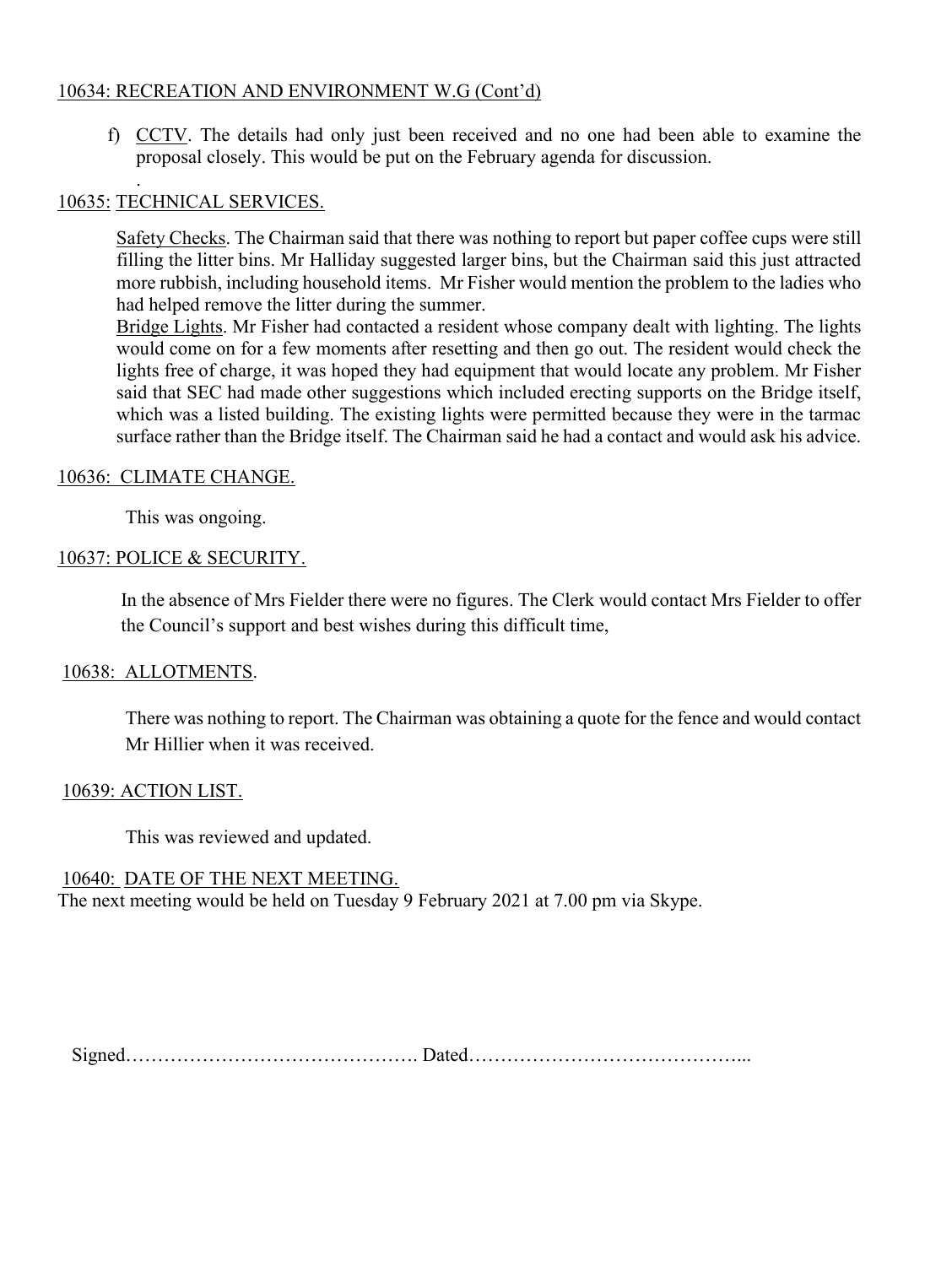10634: RECREATION AND ENVIRONMENT W.G (Cont'd)

f) CCTV. The details had only just been received and no one had been able to examine the proposal closely. This would be put on the February agenda for discussion.

.

10635: TECHNICAL SERVICES.

Safety Checks. The Chairman said that there was nothing to report but paper coffee cups were still filling the litter bins. Mr Halliday suggested larger bins, but the Chairman said this just attracted more rubbish, including household items. Mr Fisher would mention the problem to the ladies who had helped remove the litter during the summer.

Bridge Lights. Mr Fisher had contacted a resident whose company dealt with lighting. The lights would come on for a few moments after resetting and then go out. The resident would check the lights free of charge, it was hoped they had equipment that would locate any problem. Mr Fisher said that SEC had made other suggestions which included erecting supports on the Bridge itself, which was a listed building. The existing lights were permitted because they were in the tarmac surface rather than the Bridge itself. The Chairman said he had a contact and would ask his advice.

10636: CLIMATE CHANGE.

This was ongoing.

10637: POLICE & SECURITY.

In the absence of Mrs Fielder there were no figures. The Clerk would contact Mrs Fielder to offer the Council's support and best wishes during this difficult time,

10638: ALLOTMENTS.

There was nothing to report. The Chairman was obtaining a quote for the fence and would contact Mr Hillier when it was received.

10639: ACTION LIST.

This was reviewed and updated.

10640: DATE OF THE NEXT MEETING.

The next meeting would be held on Tuesday 9 February 2021 at 7.00 pm via Skype.

Signed………………………………………. Dated……………………………………...